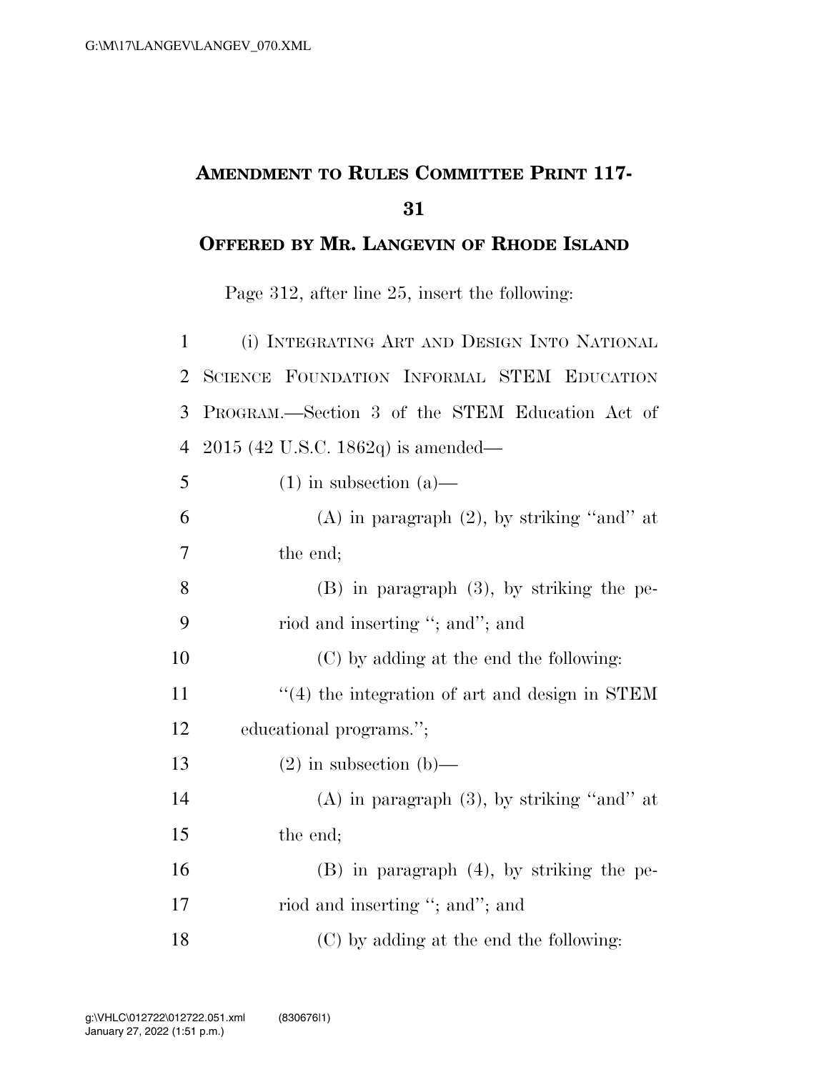**AMENDMENT TO RULES COMMITTEE PRINT 117-31**

**OFFERED BY MR. LANGEVIN OF RHODE ISLAND**

Page 312, after line 25, insert the following:

(i) INTEGRATING ART AND DESIGN INTO NATIONAL SCIENCE FOUNDATION INFORMAL STEM EDUCATION PROGRAM.—Section 3 of the STEM Education Act of 2015 (42 U.S.C. 1862q) is amended—

(1) in subsection (a)—

(A) in paragraph (2), by striking "and" at the end;

(B) in paragraph (3), by striking the period and inserting "; and"; and

(C) by adding at the end the following:

"(4) the integration of art and design in STEM educational programs.";

(2) in subsection (b)—

(A) in paragraph (3), by striking "and" at the end;

(B) in paragraph (4), by striking the period and inserting "; and"; and

(C) by adding at the end the following: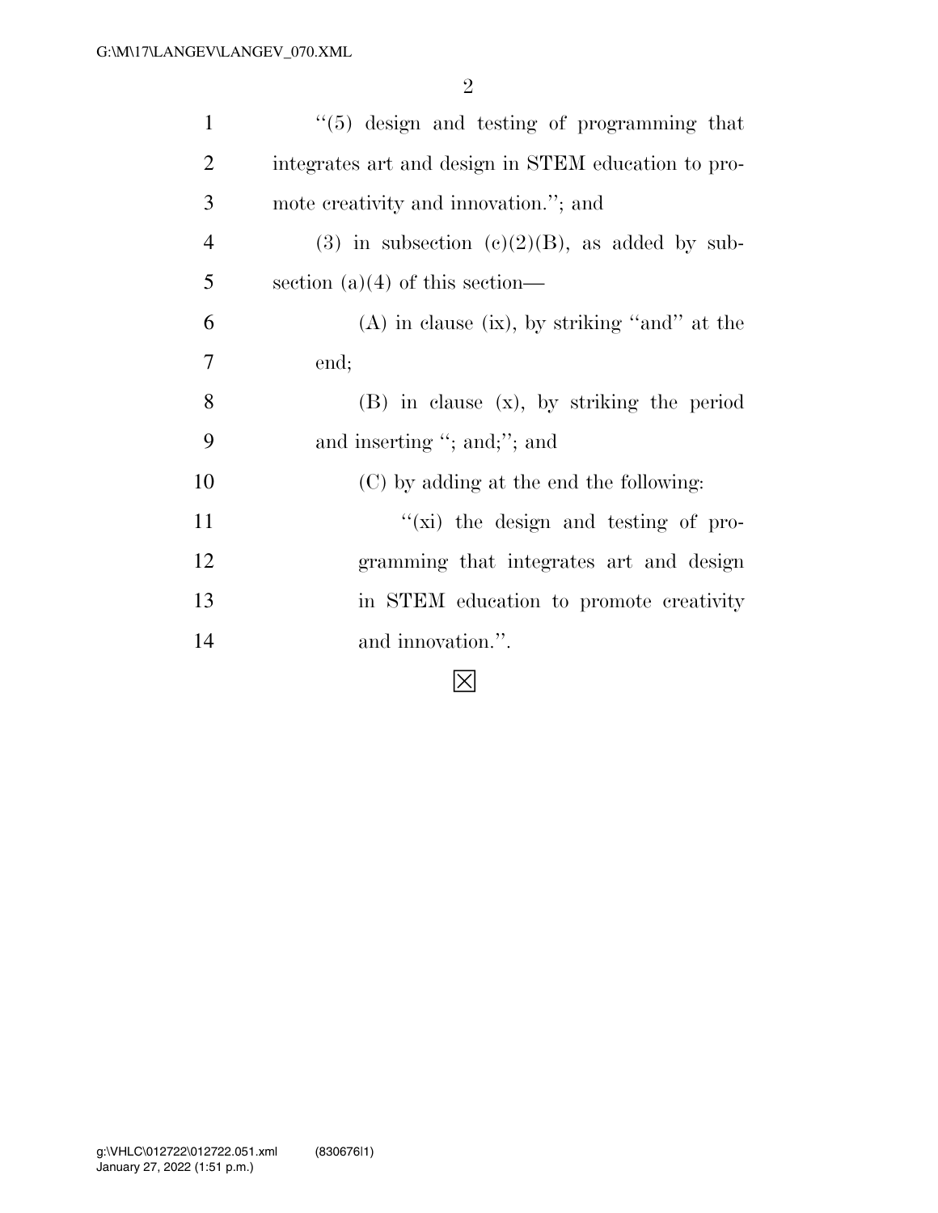"(5) design and testing of programming that integrates art and design in STEM education to promote creativity and innovation."; and

(3) in subsection (c)(2)(B), as added by subsection (a)(4) of this section—

(A) in clause (ix), by striking "and" at the end;

(B) in clause (x), by striking the period and inserting "; and;"; and

(C) by adding at the end the following:

"(xi) the design and testing of programming that integrates art and design in STEM education to promote creativity and innovation.".

☒